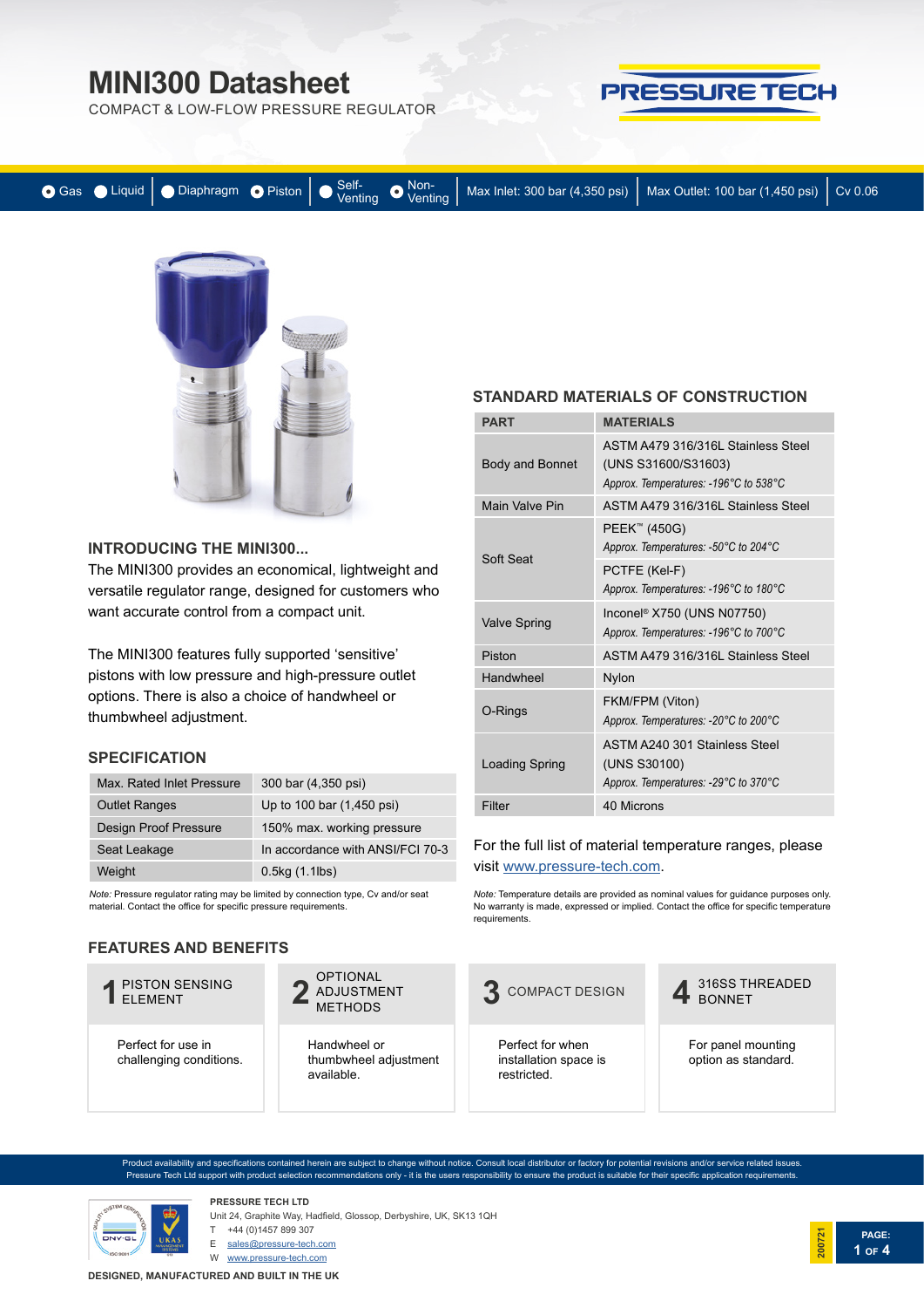# MINI300 Datasheet

COMPACT & LOW-FLOW PRESSURE REGULATOR

PRESSURE TECH

Gas | Liquid | Diaphragm | Piston | Self-Venting | Non-Venting | Max Inlet: 300 bar (4,350 psi) | Max Outlet: 100 bar (1,450 psi) | Cv 0.06

## INTRODUCING THE MINI300...

The MINI300 provides an economical, lightweight and versatile regulator range, designed for customers who want accurate control from a compact unit.

The MINI300 features fully supported 'sensitive' pistons with low pressure and high-pressure outlet options. There is also a choice of handwheel or thumbwheel adjustment.

## SPECIFICATION

| | |
|---|---|
| Max. Rated Inlet Pressure | 300 bar (4,350 psi) |
| Outlet Ranges | Up to 100 bar (1,450 psi) |
| Design Proof Pressure | 150% max. working pressure |
| Seat Leakage | In accordance with ANSI/FCI 70-3 |
| Weight | 0.5kg (1.1lbs) |

*Note:* Pressure regulator rating may be limited by connection type, Cv and/or seat material. Contact the office for specific pressure requirements.

## STANDARD MATERIALS OF CONSTRUCTION

| PART | MATERIALS |
|---|---|
| Body and Bonnet | ASTM A479 316/316L Stainless Steel (UNS S31600/S31603) *Approx. Temperatures: -196°C to 538°C* |
| Main Valve Pin | ASTM A479 316/316L Stainless Steel |
| Soft Seat | PEEK™ (450G) *Approx. Temperatures: -50°C to 204°C* |
| | PCTFE (Kel-F) *Approx. Temperatures: -196°C to 180°C* |
| Valve Spring | Inconel® X750 (UNS N07750) *Approx. Temperatures: -196°C to 700°C* |
| Piston | ASTM A479 316/316L Stainless Steel |
| Handwheel | Nylon |
| O-Rings | FKM/FPM (Viton) *Approx. Temperatures: -20°C to 200°C* |
| Loading Spring | ASTM A240 301 Stainless Steel (UNS S30100) *Approx. Temperatures: -29°C to 370°C* |
| Filter | 40 Microns |

For the full list of material temperature ranges, please visit www.pressure-tech.com.

*Note:* Temperature details are provided as nominal values for guidance purposes only. No warranty is made, expressed or implied. Contact the office for specific temperature requirements.

## FEATURES AND BENEFITS

**1 PISTON SENSING ELEMENT**

Perfect for use in challenging conditions.

**2 OPTIONAL ADJUSTMENT METHODS**

Handwheel or thumbwheel adjustment available.

**3 COMPACT DESIGN**

Perfect for when installation space is restricted.

**4 316SS THREADED BONNET**

For panel mounting option as standard.

Product availability and specifications contained herein are subject to change without notice. Consult local distributor or factory for potential revisions and/or service related issues. Pressure Tech Ltd support with product selection recommendations only - it is the users responsibility to ensure the product is suitable for their specific application requirements.

**PRESSURE TECH LTD**

Unit 24, Graphite Way, Hadfield, Glossop, Derbyshire, UK, SK13 1QH

T +44 (0)1457 899 307

E sales@pressure-tech.com

W www.pressure-tech.com

200721

**DESIGNED, MANUFACTURED AND BUILT IN THE UK**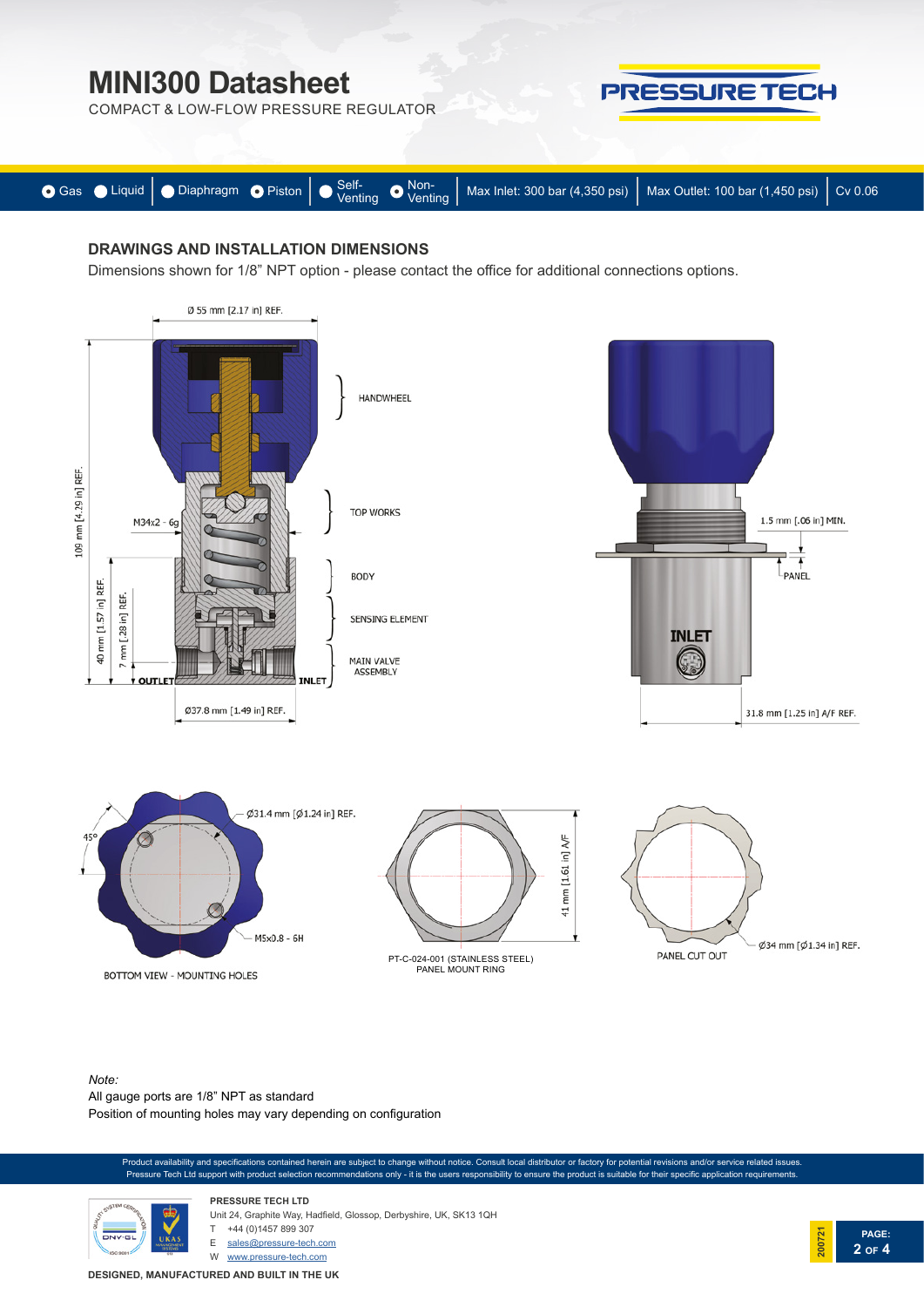# MINI300 Datasheet

COMPACT & LOW-FLOW PRESSURE REGULATOR

Gas | Liquid | Diaphragm | Piston | Self-Venting | Non-Venting | Max Inlet: 300 bar (4,350 psi) | Max Outlet: 100 bar (1,450 psi) | Cv 0.06

## DRAWINGS AND INSTALLATION DIMENSIONS

Dimensions shown for 1/8" NPT option - please contact the office for additional connections options.

Ø 55 mm [2.17 in] REF.

109 mm [4.29 in] REF.

M34x2 - 6g

40 mm [1.57 in] REF.

7 mm [.28 in] REF.

OUTLET

INLET

Ø37.8 mm [1.49 in] REF.

HANDWHEEL

TOP WORKS

BODY

SENSING ELEMENT

MAIN VALVE ASSEMBLY

1.5 mm [.06 in] MIN.

PANEL

INLET

31.8 mm [1.25 in] A/F REF.

45°

Ø31.4 mm [Ø1.24 in] REF.

M5x0.8 - 6H

BOTTOM VIEW - MOUNTING HOLES

41 mm [1.61 in] A/F

PT-C-024-001 (STAINLESS STEEL)
PANEL MOUNT RING

PANEL CUT OUT

Ø34 mm [Ø1.34 in] REF.

*Note:*

All gauge ports are 1/8" NPT as standard

Position of mounting holes may vary depending on configuration

Product availability and specifications contained herein are subject to change without notice. Consult local distributor or factory for potential revisions and/or service related issues.
Pressure Tech Ltd support with product selection recommendations only - it is the users responsibility to ensure the product is suitable for their specific application requirements.

**PRESSURE TECH LTD**

Unit 24, Graphite Way, Hadfield, Glossop, Derbyshire, UK, SK13 1QH

T +44 (0)1457 899 307

E sales@pressure-tech.com

W www.pressure-tech.com

200721

**DESIGNED, MANUFACTURED AND BUILT IN THE UK**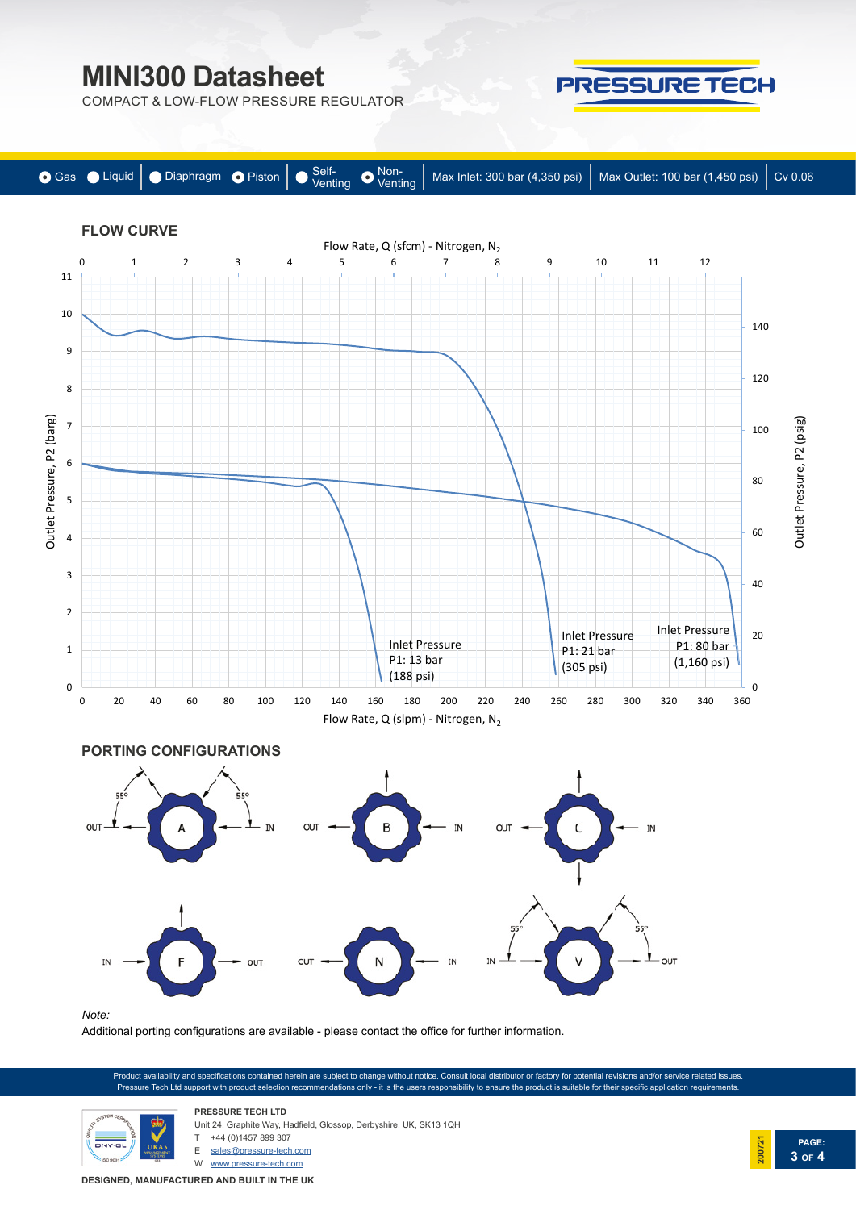# MINI300 Datasheet

COMPACT & LOW-FLOW PRESSURE REGULATOR

Gas | Liquid | Diaphragm | Piston | Self-Venting | Non-Venting | Max Inlet: 300 bar (4,350 psi) | Max Outlet: 100 bar (1,450 psi) | Cv 0.06

## FLOW CURVE

Flow Rate, Q (sfcm) - Nitrogen, $N_2$

Outlet Pressure, P2 (barg)

Outlet Pressure, P2 (psig)

Inlet Pressure P1: 13 bar (188 psi)

Inlet Pressure P1: 21 bar (305 psi)

Inlet Pressure P1: 80 bar (1,160 psi)

Flow Rate, Q (slpm) - Nitrogen, $N_2$

## PORTING CONFIGURATIONS

A: OUT, IN, 55°, 55°

B: OUT, IN

C: OUT, IN

F: IN, OUT

N: OUT, IN

V: IN, OUT, 55°, 55°

*Note:*

Additional porting configurations are available - please contact the office for further information.

Product availability and specifications contained herein are subject to change without notice. Consult local distributor or factory for potential revisions and/or service related issues. Pressure Tech Ltd support with product selection recommendations only - it is the users responsibility to ensure the product is suitable for their specific application requirements.

**PRESSURE TECH LTD**

Unit 24, Graphite Way, Hadfield, Glossop, Derbyshire, UK, SK13 1QH

T +44 (0)1457 899 307

E sales@pressure-tech.com

W www.pressure-tech.com

**DESIGNED, MANUFACTURED AND BUILT IN THE UK**

200721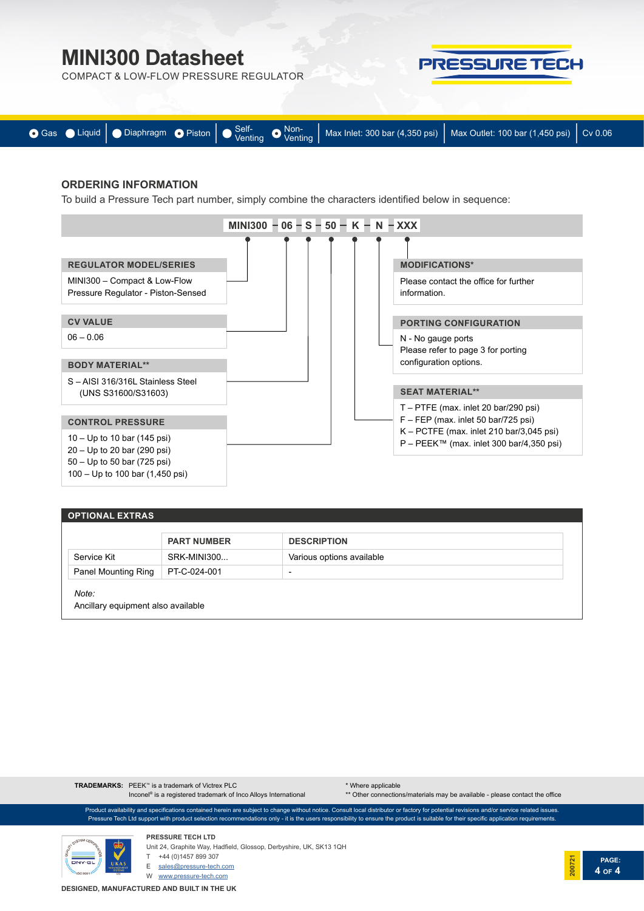# MINI300 Datasheet

COMPACT & LOW-FLOW PRESSURE REGULATOR

● Gas ● Liquid | ● Diaphragm ● Piston | ● Self-Venting ● Non-Venting | Max Inlet: 300 bar (4,350 psi) | Max Outlet: 100 bar (1,450 psi) | Cv 0.06

## ORDERING INFORMATION

To build a Pressure Tech part number, simply combine the characters identified below in sequence:

**MINI300 – 06 – S – 50 – K – N – XXX**

### REGULATOR MODEL/SERIES

MINI300 – Compact & Low-Flow Pressure Regulator - Piston-Sensed

### CV VALUE

06 – 0.06

### BODY MATERIAL**

S – AISI 316/316L Stainless Steel (UNS S31600/S31603)

### CONTROL PRESSURE

10 – Up to 10 bar (145 psi)
20 – Up to 20 bar (290 psi)
50 – Up to 50 bar (725 psi)
100 – Up to 100 bar (1,450 psi)

### MODIFICATIONS*

Please contact the office for further information.

### PORTING CONFIGURATION

N - No gauge ports
Please refer to page 3 for porting configuration options.

### SEAT MATERIAL**

T – PTFE (max. inlet 20 bar/290 psi)
F – FEP (max. inlet 50 bar/725 psi)
K – PCTFE (max. inlet 210 bar/3,045 psi)
P – PEEK™ (max. inlet 300 bar/4,350 psi)

## OPTIONAL EXTRAS

| | PART NUMBER | DESCRIPTION |
|---|---|---|
| Service Kit | SRK-MINI300... | Various options available |
| Panel Mounting Ring | PT-C-024-001 | - |

*Note:*
Ancillary equipment also available

**TRADEMARKS:** PEEK™ is a trademark of Victrex PLC
Inconel® is a registered trademark of Inco Alloys International

* Where applicable
** Other connections/materials may be available - please contact the office

Product availability and specifications contained herein are subject to change without notice. Consult local distributor or factory for potential revisions and/or service related issues. Pressure Tech Ltd support with product selection recommendations only - it is the users responsibility to ensure the product is suitable for their specific application requirements.

**PRESSURE TECH LTD**
Unit 24, Graphite Way, Hadfield, Glossop, Derbyshire, UK, SK13 1QH
T +44 (0)1457 899 307
E sales@pressure-tech.com
W www.pressure-tech.com

200721

**DESIGNED, MANUFACTURED AND BUILT IN THE UK**